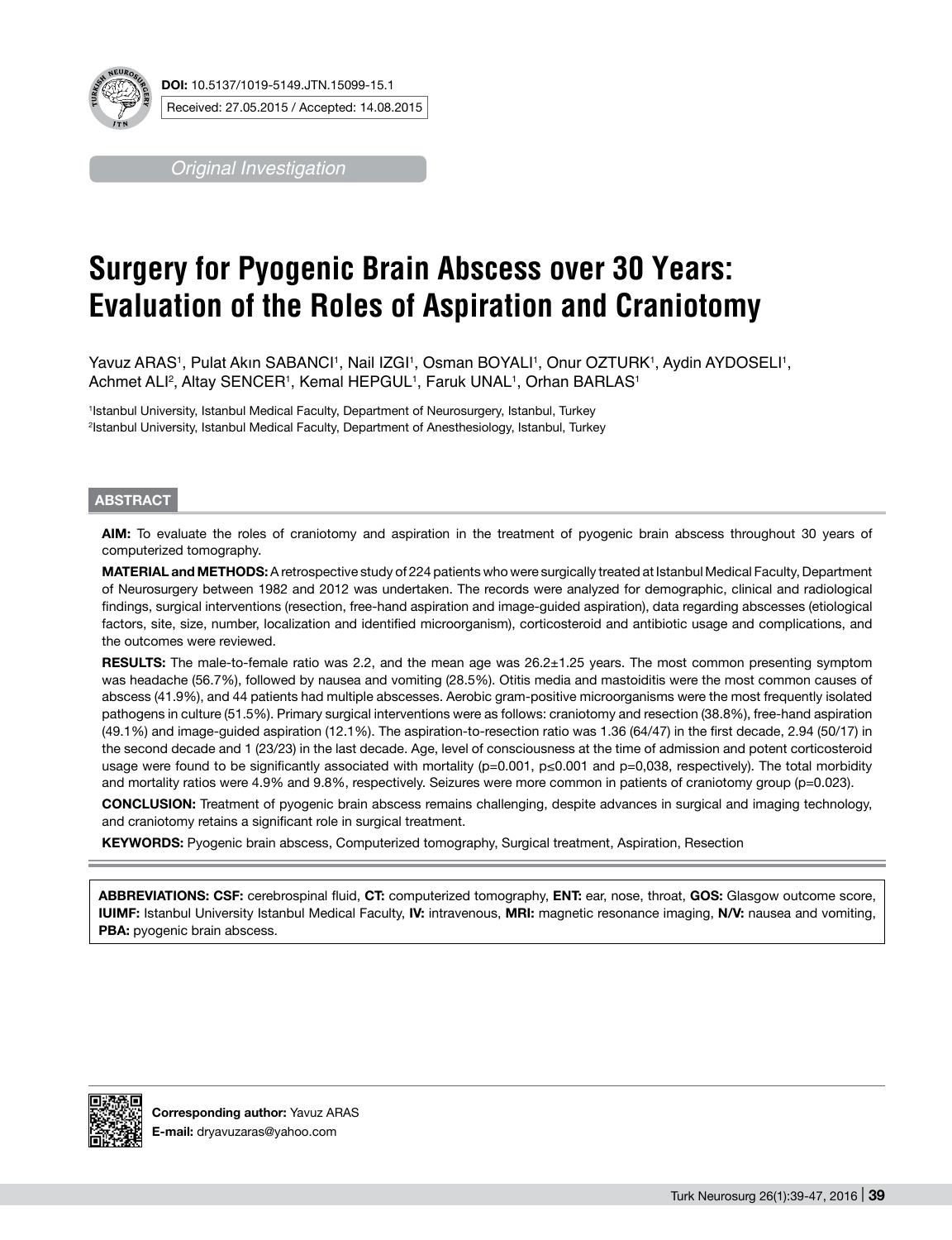DOI: 10.5137/1019-5149.JTN.15099-15.1

Received: 27.05.2015 / Accepted: 14.08.2015

*Original Investigation*

# Surgery for Pyogenic Brain Abscess over 30 Years: Evaluation of the Roles of Aspiration and Craniotomy

Yavuz ARAS[1], Pulat Akın SABANCI[1], Nail IZGI[1], Osman BOYALI[1], Onur OZTURK[1], Aydin AYDOSELI[1], Achmet ALI[2], Altay SENCER[1], Kemal HEPGUL[1], Faruk UNAL[1], Orhan BARLAS[1]

[1]Istanbul University, Istanbul Medical Faculty, Department of Neurosurgery, Istanbul, Turkey
[2]Istanbul University, Istanbul Medical Faculty, Department of Anesthesiology, Istanbul, Turkey

## ABSTRACT

**AIM:** To evaluate the roles of craniotomy and aspiration in the treatment of pyogenic brain abscess throughout 30 years of computerized tomography.

**MATERIAL and METHODS:** A retrospective study of 224 patients who were surgically treated at Istanbul Medical Faculty, Department of Neurosurgery between 1982 and 2012 was undertaken. The records were analyzed for demographic, clinical and radiological findings, surgical interventions (resection, free-hand aspiration and image-guided aspiration), data regarding abscesses (etiological factors, site, size, number, localization and identified microorganism), corticosteroid and antibiotic usage and complications, and the outcomes were reviewed.

**RESULTS:** The male-to-female ratio was 2.2, and the mean age was 26.2±1.25 years. The most common presenting symptom was headache (56.7%), followed by nausea and vomiting (28.5%). Otitis media and mastoiditis were the most common causes of abscess (41.9%), and 44 patients had multiple abscesses. Aerobic gram-positive microorganisms were the most frequently isolated pathogens in culture (51.5%). Primary surgical interventions were as follows: craniotomy and resection (38.8%), free-hand aspiration (49.1%) and image-guided aspiration (12.1%). The aspiration-to-resection ratio was 1.36 (64/47) in the first decade, 2.94 (50/17) in the second decade and 1 (23/23) in the last decade. Age, level of consciousness at the time of admission and potent corticosteroid usage were found to be significantly associated with mortality ($p=0.001$, $p\leq0.001$ and $p=0,038$, respectively). The total morbidity and mortality ratios were 4.9% and 9.8%, respectively. Seizures were more common in patients of craniotomy group ($p=0.023$).

**CONCLUSION:** Treatment of pyogenic brain abscess remains challenging, despite advances in surgical and imaging technology, and craniotomy retains a significant role in surgical treatment.

**KEYWORDS:** Pyogenic brain abscess, Computerized tomography, Surgical treatment, Aspiration, Resection

**ABBREVIATIONS: CSF:** cerebrospinal fluid, **CT:** computerized tomography, **ENT:** ear, nose, throat, **GOS:** Glasgow outcome score, **IUIMF:** Istanbul University Istanbul Medical Faculty, **IV:** intravenous, **MRI:** magnetic resonance imaging, **N/V:** nausea and vomiting, **PBA:** pyogenic brain abscess.

**Corresponding author:** Yavuz ARAS
**E-mail:** dryavuzaras@yahoo.com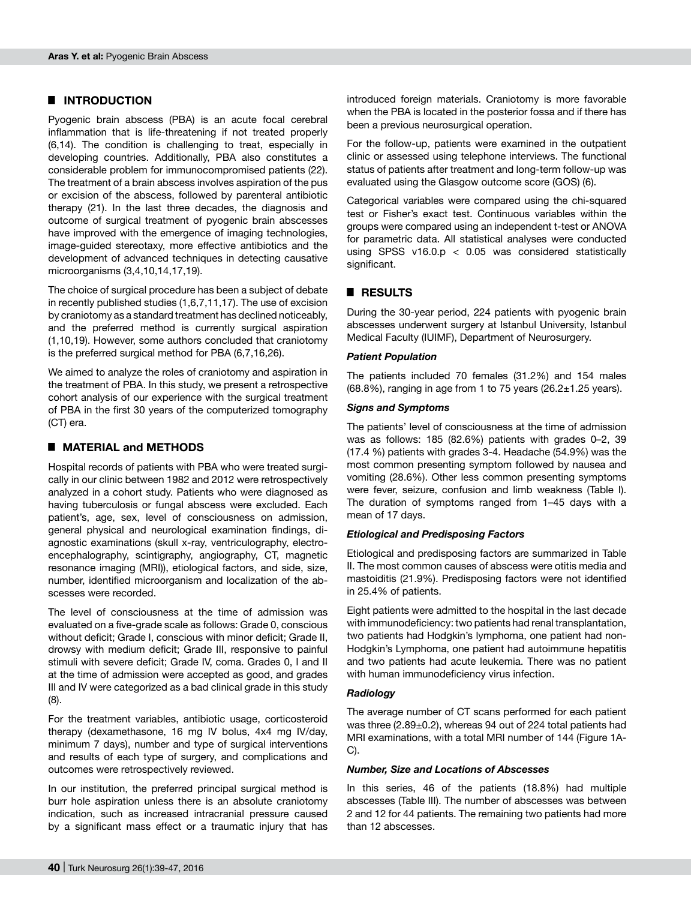## INTRODUCTION

Pyogenic brain abscess (PBA) is an acute focal cerebral inflammation that is life-threatening if not treated properly (6,14). The condition is challenging to treat, especially in developing countries. Additionally, PBA also constitutes a considerable problem for immunocompromised patients (22). The treatment of a brain abscess involves aspiration of the pus or excision of the abscess, followed by parenteral antibiotic therapy (21). In the last three decades, the diagnosis and outcome of surgical treatment of pyogenic brain abscesses have improved with the emergence of imaging technologies, image-guided stereotaxy, more effective antibiotics and the development of advanced techniques in detecting causative microorganisms (3,4,10,14,17,19).

The choice of surgical procedure has been a subject of debate in recently published studies (1,6,7,11,17). The use of excision by craniotomy as a standard treatment has declined noticeably, and the preferred method is currently surgical aspiration (1,10,19). However, some authors concluded that craniotomy is the preferred surgical method for PBA (6,7,16,26).

We aimed to analyze the roles of craniotomy and aspiration in the treatment of PBA. In this study, we present a retrospective cohort analysis of our experience with the surgical treatment of PBA in the first 30 years of the computerized tomography (CT) era.

## MATERIAL and METHODS

Hospital records of patients with PBA who were treated surgically in our clinic between 1982 and 2012 were retrospectively analyzed in a cohort study. Patients who were diagnosed as having tuberculosis or fungal abscess were excluded. Each patient's, age, sex, level of consciousness on admission, general physical and neurological examination findings, diagnostic examinations (skull x-ray, ventriculography, electroencephalography, scintigraphy, angiography, CT, magnetic resonance imaging (MRI)), etiological factors, and side, size, number, identified microorganism and localization of the abscesses were recorded.

The level of consciousness at the time of admission was evaluated on a five-grade scale as follows: Grade 0, conscious without deficit; Grade I, conscious with minor deficit; Grade II, drowsy with medium deficit; Grade III, responsive to painful stimuli with severe deficit; Grade IV, coma. Grades 0, I and II at the time of admission were accepted as good, and grades III and IV were categorized as a bad clinical grade in this study (8).

For the treatment variables, antibiotic usage, corticosteroid therapy (dexamethasone, 16 mg IV bolus, 4x4 mg IV/day, minimum 7 days), number and type of surgical interventions and results of each type of surgery, and complications and outcomes were retrospectively reviewed.

In our institution, the preferred principal surgical method is burr hole aspiration unless there is an absolute craniotomy indication, such as increased intracranial pressure caused by a significant mass effect or a traumatic injury that has introduced foreign materials. Craniotomy is more favorable when the PBA is located in the posterior fossa and if there has been a previous neurosurgical operation.

For the follow-up, patients were examined in the outpatient clinic or assessed using telephone interviews. The functional status of patients after treatment and long-term follow-up was evaluated using the Glasgow outcome score (GOS) (6).

Categorical variables were compared using the chi-squared test or Fisher's exact test. Continuous variables within the groups were compared using an independent t-test or ANOVA for parametric data. All statistical analyses were conducted using SPSS v16.0.p $< 0.05$ was considered statistically significant.

## RESULTS

During the 30-year period, 224 patients with pyogenic brain abscesses underwent surgery at Istanbul University, Istanbul Medical Faculty (IUIMF), Department of Neurosurgery.

### *Patient Population*

The patients included 70 females (31.2%) and 154 males (68.8%), ranging in age from 1 to 75 years (26.2±1.25 years).

### *Signs and Symptoms*

The patients' level of consciousness at the time of admission was as follows: 185 (82.6%) patients with grades 0–2, 39 (17.4 %) patients with grades 3-4. Headache (54.9%) was the most common presenting symptom followed by nausea and vomiting (28.6%). Other less common presenting symptoms were fever, seizure, confusion and limb weakness (Table I). The duration of symptoms ranged from 1–45 days with a mean of 17 days.

### *Etiological and Predisposing Factors*

Etiological and predisposing factors are summarized in Table II. The most common causes of abscess were otitis media and mastoiditis (21.9%). Predisposing factors were not identified in 25.4% of patients.

Eight patients were admitted to the hospital in the last decade with immunodeficiency: two patients had renal transplantation, two patients had Hodgkin's lymphoma, one patient had non-Hodgkin's Lymphoma, one patient had autoimmune hepatitis and two patients had acute leukemia. There was no patient with human immunodeficiency virus infection.

### *Radiology*

The average number of CT scans performed for each patient was three (2.89±0.2), whereas 94 out of 224 total patients had MRI examinations, with a total MRI number of 144 (Figure 1A-C).

### *Number, Size and Locations of Abscesses*

In this series, 46 of the patients (18.8%) had multiple abscesses (Table III). The number of abscesses was between 2 and 12 for 44 patients. The remaining two patients had more than 12 abscesses.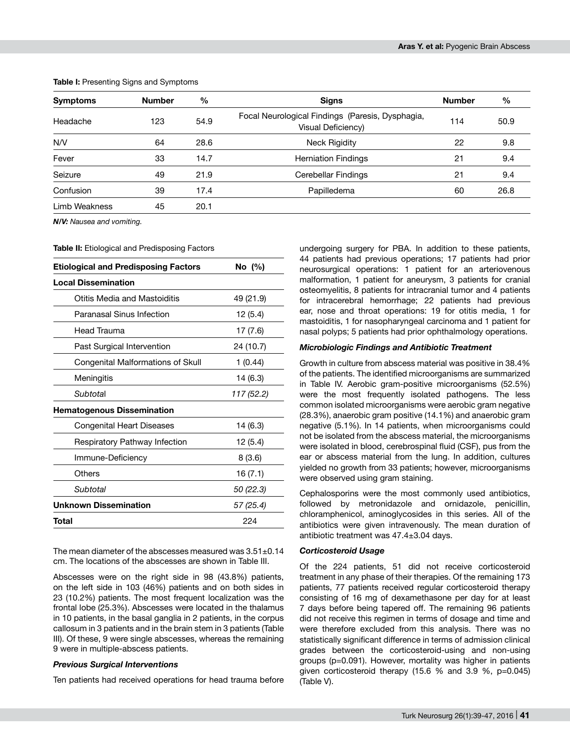**Table I:** Presenting Signs and Symptoms

| Symptoms | Number | % | Signs | Number | % |
|---|---|---|---|---|---|
| Headache | 123 | 54.9 | Focal Neurological Findings (Paresis, Dysphagia, Visual Deficiency) | 114 | 50.9 |
| N/V | 64 | 28.6 | Neck Rigidity | 22 | 9.8 |
| Fever | 33 | 14.7 | Herniation Findings | 21 | 9.4 |
| Seizure | 49 | 21.9 | Cerebellar Findings | 21 | 9.4 |
| Confusion | 39 | 17.4 | Papilledema | 60 | 26.8 |
| Limb Weakness | 45 | 20.1 | | | |

***N/V:** Nausea and vomiting.*

**Table II:** Etiological and Predisposing Factors

| Etiological and Predisposing Factors | No (%) |
|---|---|
| **Local Dissemination** | |
| Otitis Media and Mastoiditis | 49 (21.9) |
| Paranasal Sinus Infection | 12 (5.4) |
| Head Trauma | 17 (7.6) |
| Past Surgical Intervention | 24 (10.7) |
| Congenital Malformations of Skull | 1 (0.44) |
| Meningitis | 14 (6.3) |
| *Subtotal* | *117 (52.2)* |
| **Hematogenous Dissemination** | |
| Congenital Heart Diseases | 14 (6.3) |
| Respiratory Pathway Infection | 12 (5.4) |
| Immune-Deficiency | 8 (3.6) |
| Others | 16 (7.1) |
| *Subtotal* | *50 (22.3)* |
| **Unknown Dissemination** | *57 (25.4)* |
| **Total** | 224 |

The mean diameter of the abscesses measured was 3.51±0.14 cm. The locations of the abscesses are shown in Table III.

Abscesses were on the right side in 98 (43.8%) patients, on the left side in 103 (46%) patients and on both sides in 23 (10.2%) patients. The most frequent localization was the frontal lobe (25.3%). Abscesses were located in the thalamus in 10 patients, in the basal ganglia in 2 patients, in the corpus callosum in 3 patients and in the brain stem in 3 patients (Table III). Of these, 9 were single abscesses, whereas the remaining 9 were in multiple-abscess patients.

### *Previous Surgical Interventions*

Ten patients had received operations for head trauma before undergoing surgery for PBA. In addition to these patients, 44 patients had previous operations; 17 patients had prior neurosurgical operations: 1 patient for an arteriovenous malformation, 1 patient for aneurysm, 3 patients for cranial osteomyelitis, 8 patients for intracranial tumor and 4 patients for intracerebral hemorrhage; 22 patients had previous ear, nose and throat operations: 19 for otitis media, 1 for mastoiditis, 1 for nasopharyngeal carcinoma and 1 patient for nasal polyps; 5 patients had prior ophthalmology operations.

### *Microbiologic Findings and Antibiotic Treatment*

Growth in culture from abscess material was positive in 38.4% of the patients. The identified microorganisms are summarized in Table IV. Aerobic gram-positive microorganisms (52.5%) were the most frequently isolated pathogens. The less common isolated microorganisms were aerobic gram negative (28.3%), anaerobic gram positive (14.1%) and anaerobic gram negative (5.1%). In 14 patients, when microorganisms could not be isolated from the abscess material, the microorganisms were isolated in blood, cerebrospinal fluid (CSF), pus from the ear or abscess material from the lung. In addition, cultures yielded no growth from 33 patients; however, microorganisms were observed using gram staining.

Cephalosporins were the most commonly used antibiotics, followed by metronidazole and ornidazole, penicillin, chloramphenicol, aminoglycosides in this series. All of the antibiotics were given intravenously. The mean duration of antibiotic treatment was 47.4±3.04 days.

### *Corticosteroid Usage*

Of the 224 patients, 51 did not receive corticosteroid treatment in any phase of their therapies. Of the remaining 173 patients, 77 patients received regular corticosteroid therapy consisting of 16 mg of dexamethasone per day for at least 7 days before being tapered off. The remaining 96 patients did not receive this regimen in terms of dosage and time and were therefore excluded from this analysis. There was no statistically significant difference in terms of admission clinical grades between the corticosteroid-using and non-using groups ($p=0.091$). However, mortality was higher in patients given corticosteroid therapy (15.6 % and 3.9 %, $p=0.045$) (Table V).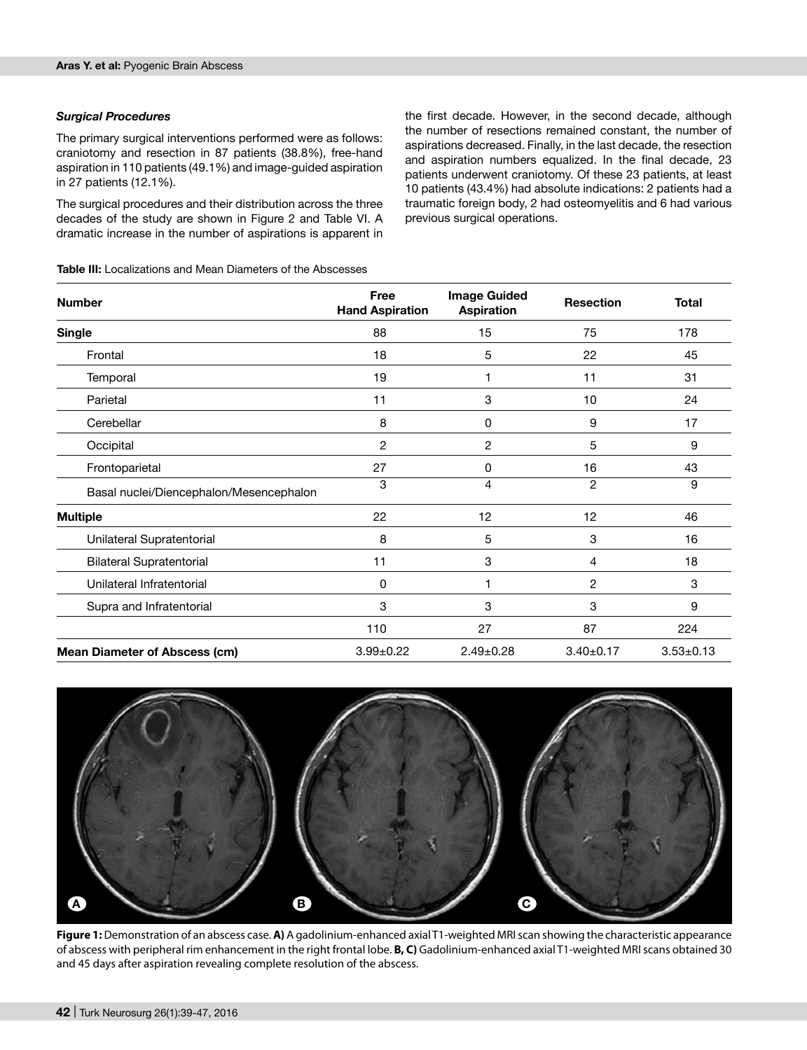### *Surgical Procedures*

The primary surgical interventions performed were as follows: craniotomy and resection in 87 patients (38.8%), free-hand aspiration in 110 patients (49.1%) and image-guided aspiration in 27 patients (12.1%).

The surgical procedures and their distribution across the three decades of the study are shown in Figure 2 and Table VI. A dramatic increase in the number of aspirations is apparent in the first decade. However, in the second decade, although the number of resections remained constant, the number of aspirations decreased. Finally, in the last decade, the resection and aspiration numbers equalized. In the final decade, 23 patients underwent craniotomy. Of these 23 patients, at least 10 patients (43.4%) had absolute indications: 2 patients had a traumatic foreign body, 2 had osteomyelitis and 6 had various previous surgical operations.

**Table III:** Localizations and Mean Diameters of the Abscesses

| Number | Free Hand Aspiration | Image Guided Aspiration | Resection | Total |
|---|---|---|---|---|
| **Single** | 88 | 15 | 75 | 178 |
| Frontal | 18 | 5 | 22 | 45 |
| Temporal | 19 | 1 | 11 | 31 |
| Parietal | 11 | 3 | 10 | 24 |
| Cerebellar | 8 | 0 | 9 | 17 |
| Occipital | 2 | 2 | 5 | 9 |
| Frontoparietal | 27 | 0 | 16 | 43 |
| Basal nuclei/Diencephalon/Mesencephalon | 3 | 4 | 2 | 9 |
| **Multiple** | 22 | 12 | 12 | 46 |
| Unilateral Supratentorial | 8 | 5 | 3 | 16 |
| Bilateral Supratentorial | 11 | 3 | 4 | 18 |
| Unilateral Infratentorial | 0 | 1 | 2 | 3 |
| Supra and Infratentorial | 3 | 3 | 3 | 9 |
| | 110 | 27 | 87 | 224 |
| **Mean Diameter of Abscess (cm)** | 3.99±0.22 | 2.49±0.28 | 3.40±0.17 | 3.53±0.13 |

**Figure 1:** Demonstration of an abscess case. **A)** A gadolinium-enhanced axial T1-weighted MRI scan showing the characteristic appearance of abscess with peripheral rim enhancement in the right frontal lobe. **B, C)** Gadolinium-enhanced axial T1-weighted MRI scans obtained 30 and 45 days after aspiration revealing complete resolution of the abscess.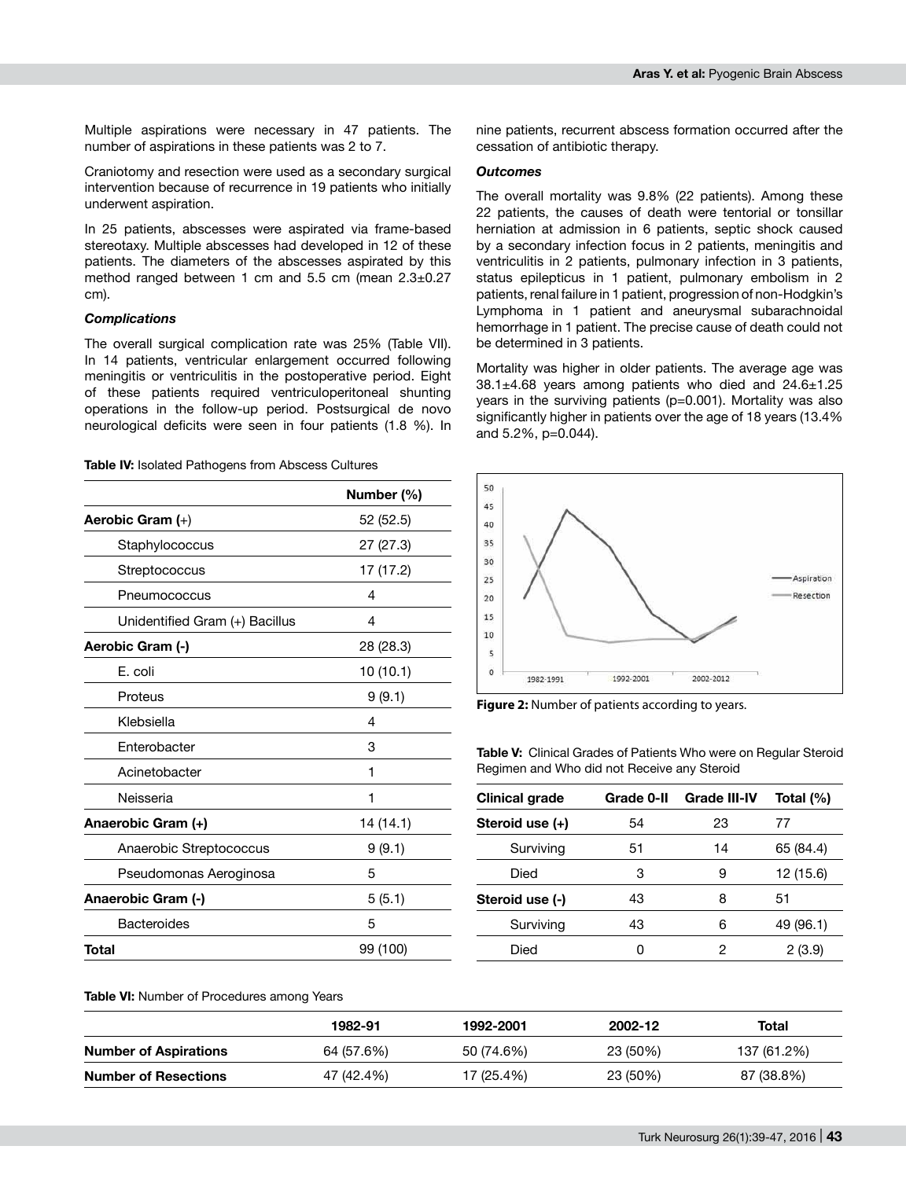Multiple aspirations were necessary in 47 patients. The number of aspirations in these patients was 2 to 7.

Craniotomy and resection were used as a secondary surgical intervention because of recurrence in 19 patients who initially underwent aspiration.

In 25 patients, abscesses were aspirated via frame-based stereotaxy. Multiple abscesses had developed in 12 of these patients. The diameters of the abscesses aspirated by this method ranged between 1 cm and 5.5 cm (mean 2.3±0.27 cm).

### *Complications*

The overall surgical complication rate was 25% (Table VII). In 14 patients, ventricular enlargement occurred following meningitis or ventriculitis in the postoperative period. Eight of these patients required ventriculoperitoneal shunting operations in the follow-up period. Postsurgical de novo neurological deficits were seen in four patients (1.8 %). In nine patients, recurrent abscess formation occurred after the cessation of antibiotic therapy.

### *Outcomes*

The overall mortality was 9.8% (22 patients). Among these 22 patients, the causes of death were tentorial or tonsillar herniation at admission in 6 patients, septic shock caused by a secondary infection focus in 2 patients, meningitis and ventriculitis in 2 patients, pulmonary infection in 3 patients, status epilepticus in 1 patient, pulmonary embolism in 2 patients, renal failure in 1 patient, progression of non-Hodgkin's Lymphoma in 1 patient and aneurysmal subarachnoidal hemorrhage in 1 patient. The precise cause of death could not be determined in 3 patients.

Mortality was higher in older patients. The average age was 38.1±4.68 years among patients who died and 24.6±1.25 years in the surviving patients (p=0.001). Mortality was also significantly higher in patients over the age of 18 years (13.4% and 5.2%, p=0.044).

**Table IV:** Isolated Pathogens from Abscess Cultures

| | Number (%) |
|---|---|
| **Aerobic Gram (+)** | 52 (52.5) |
| Staphylococcus | 27 (27.3) |
| Streptococcus | 17 (17.2) |
| Pneumococcus | 4 |
| Unidentified Gram (+) Bacillus | 4 |
| **Aerobic Gram (-)** | 28 (28.3) |
| E. coli | 10 (10.1) |
| Proteus | 9 (9.1) |
| Klebsiella | 4 |
| Enterobacter | 3 |
| Acinetobacter | 1 |
| Neisseria | 1 |
| **Anaerobic Gram (+)** | 14 (14.1) |
| Anaerobic Streptococcus | 9 (9.1) |
| Pseudomonas Aeroginosa | 5 |
| **Anaerobic Gram (-)** | 5 (5.1) |
| Bacteroides | 5 |
| **Total** | 99 (100) |

**Figure 2:** Number of patients according to years.

**Table V:** Clinical Grades of Patients Who were on Regular Steroid Regimen and Who did not Receive any Steroid

| Clinical grade | Grade 0-II | Grade III-IV | Total (%) |
|---|---|---|---|
| **Steroid use (+)** | 54 | 23 | 77 |
| Surviving | 51 | 14 | 65 (84.4) |
| Died | 3 | 9 | 12 (15.6) |
| **Steroid use (-)** | 43 | 8 | 51 |
| Surviving | 43 | 6 | 49 (96.1) |
| Died | 0 | 2 | 2 (3.9) |

**Table VI:** Number of Procedures among Years

| | 1982-91 | 1992-2001 | 2002-12 | Total |
|---|---|---|---|---|
| **Number of Aspirations** | 64 (57.6%) | 50 (74.6%) | 23 (50%) | 137 (61.2%) |
| **Number of Resections** | 47 (42.4%) | 17 (25.4%) | 23 (50%) | 87 (38.8%) |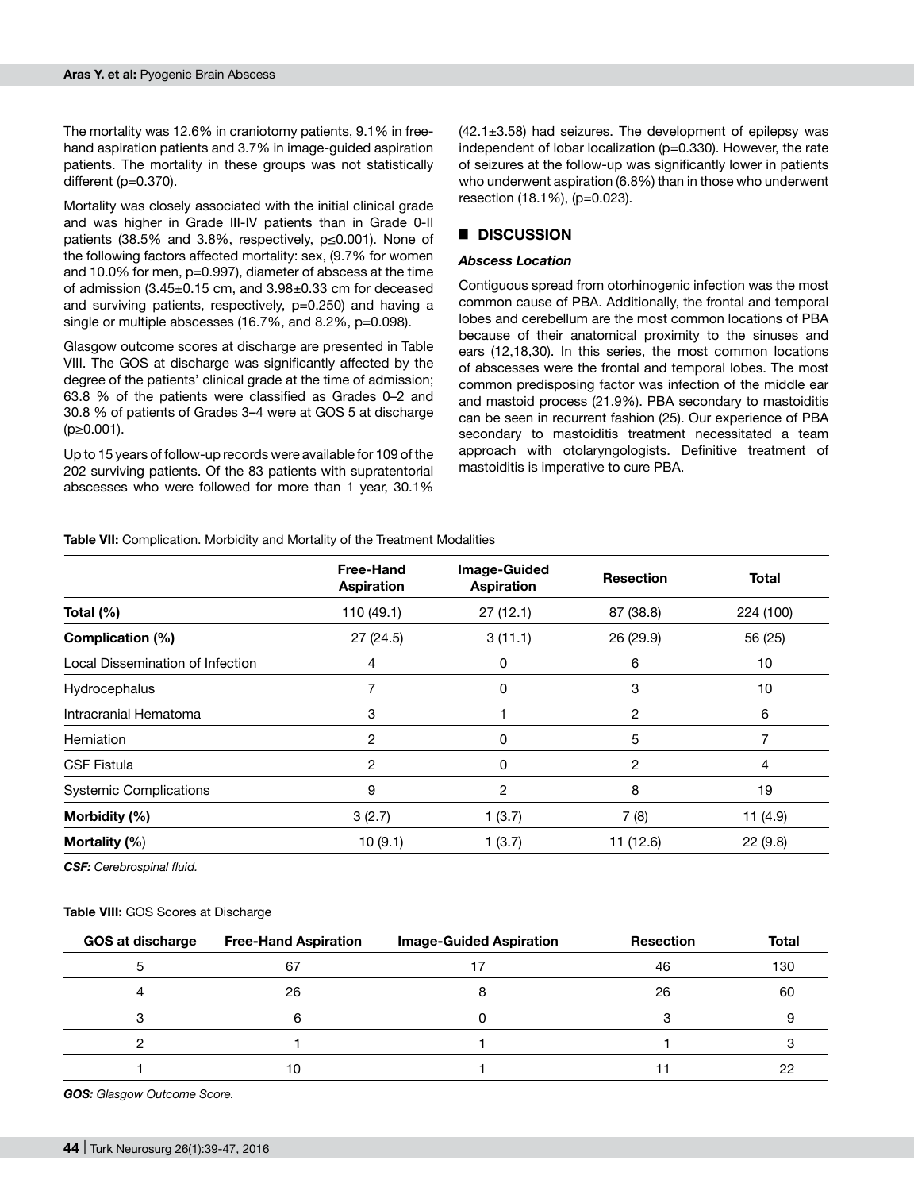The mortality was 12.6% in craniotomy patients, 9.1% in free-hand aspiration patients and 3.7% in image-guided aspiration patients. The mortality in these groups was not statistically different (p=0.370).

Mortality was closely associated with the initial clinical grade and was higher in Grade III-IV patients than in Grade 0-II patients (38.5% and 3.8%, respectively, p≤0.001). None of the following factors affected mortality: sex, (9.7% for women and 10.0% for men, p=0.997), diameter of abscess at the time of admission (3.45±0.15 cm, and 3.98±0.33 cm for deceased and surviving patients, respectively, p=0.250) and having a single or multiple abscesses (16.7%, and 8.2%, p=0.098).

Glasgow outcome scores at discharge are presented in Table VIII. The GOS at discharge was significantly affected by the degree of the patients' clinical grade at the time of admission; 63.8 % of the patients were classified as Grades 0–2 and 30.8 % of patients of Grades 3–4 were at GOS 5 at discharge (p≥0.001).

Up to 15 years of follow-up records were available for 109 of the 202 surviving patients. Of the 83 patients with supratentorial abscesses who were followed for more than 1 year, 30.1% (42.1±3.58) had seizures. The development of epilepsy was independent of lobar localization (p=0.330). However, the rate of seizures at the follow-up was significantly lower in patients who underwent aspiration (6.8%) than in those who underwent resection (18.1%), (p=0.023).

## DISCUSSION

### *Abscess Location*

Contiguous spread from otorhinogenic infection was the most common cause of PBA. Additionally, the frontal and temporal lobes and cerebellum are the most common locations of PBA because of their anatomical proximity to the sinuses and ears (12,18,30). In this series, the most common locations of abscesses were the frontal and temporal lobes. The most common predisposing factor was infection of the middle ear and mastoid process (21.9%). PBA secondary to mastoiditis can be seen in recurrent fashion (25). Our experience of PBA secondary to mastoiditis treatment necessitated a team approach with otolaryngologists. Definitive treatment of mastoiditis is imperative to cure PBA.

**Table VII:** Complication. Morbidity and Mortality of the Treatment Modalities

| | Free-Hand Aspiration | Image-Guided Aspiration | Resection | Total |
|---|---|---|---|---|
| **Total (%)** | 110 (49.1) | 27 (12.1) | 87 (38.8) | 224 (100) |
| **Complication (%)** | 27 (24.5) | 3 (11.1) | 26 (29.9) | 56 (25) |
| Local Dissemination of Infection | 4 | 0 | 6 | 10 |
| Hydrocephalus | 7 | 0 | 3 | 10 |
| Intracranial Hematoma | 3 | 1 | 2 | 6 |
| Herniation | 2 | 0 | 5 | 7 |
| CSF Fistula | 2 | 0 | 2 | 4 |
| Systemic Complications | 9 | 2 | 8 | 19 |
| **Morbidity (%)** | 3 (2.7) | 1 (3.7) | 7 (8) | 11 (4.9) |
| **Mortality (%)** | 10 (9.1) | 1 (3.7) | 11 (12.6) | 22 (9.8) |

***CSF:** Cerebrospinal fluid.*

**Table VIII:** GOS Scores at Discharge

| GOS at discharge | Free-Hand Aspiration | Image-Guided Aspiration | Resection | Total |
|---|---|---|---|---|
| 5 | 67 | 17 | 46 | 130 |
| 4 | 26 | 8 | 26 | 60 |
| 3 | 6 | 0 | 3 | 9 |
| 2 | 1 | 1 | 1 | 3 |
| 1 | 10 | 1 | 11 | 22 |

***GOS:** Glasgow Outcome Score.*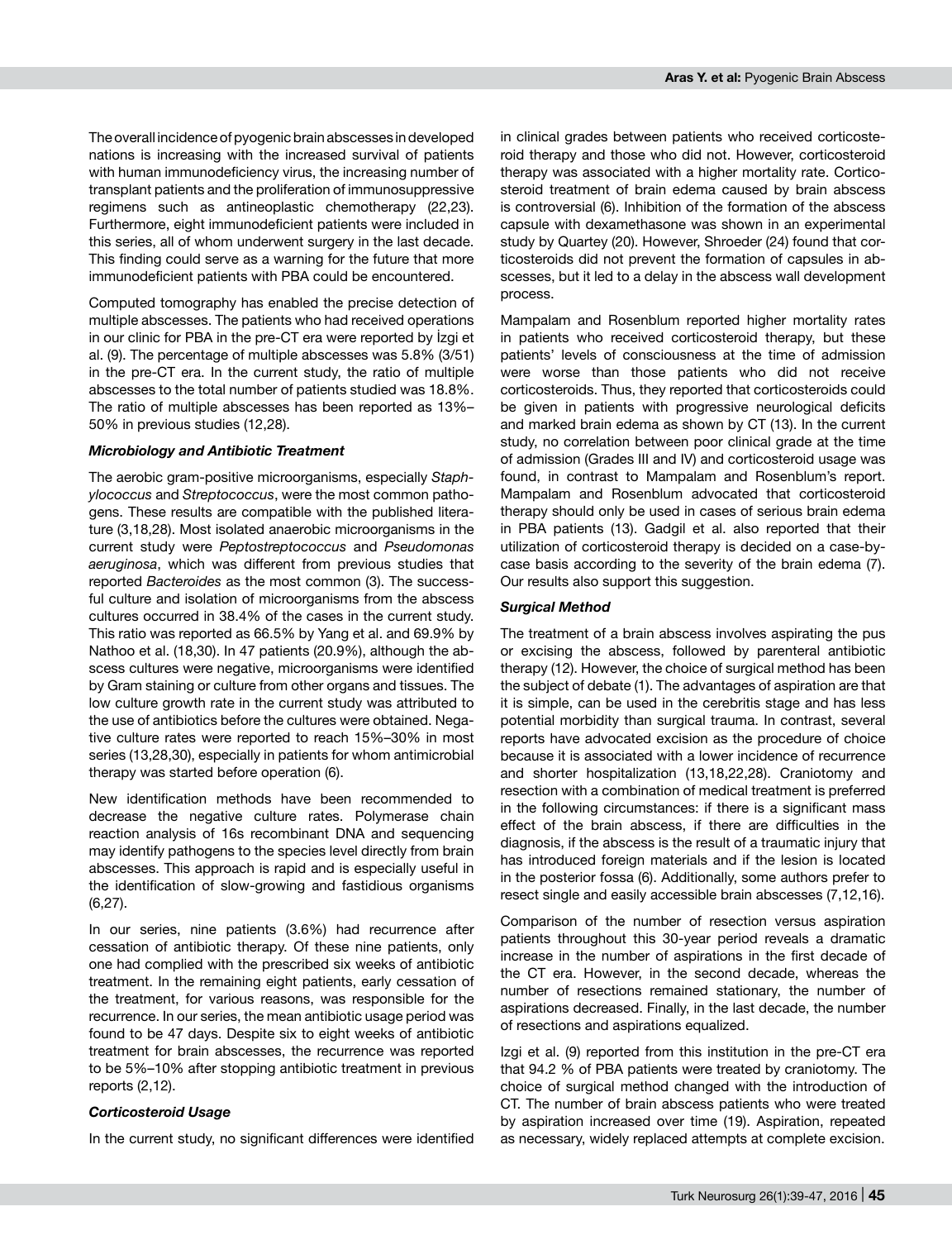The overall incidence of pyogenic brain abscesses in developed nations is increasing with the increased survival of patients with human immunodeficiency virus, the increasing number of transplant patients and the proliferation of immunosuppressive regimens such as antineoplastic chemotherapy (22,23). Furthermore, eight immunodeficient patients were included in this series, all of whom underwent surgery in the last decade. This finding could serve as a warning for the future that more immunodeficient patients with PBA could be encountered.

Computed tomography has enabled the precise detection of multiple abscesses. The patients who had received operations in our clinic for PBA in the pre-CT era were reported by İzgi et al. (9). The percentage of multiple abscesses was 5.8% (3/51) in the pre-CT era. In the current study, the ratio of multiple abscesses to the total number of patients studied was 18.8%. The ratio of multiple abscesses has been reported as 13%–50% in previous studies (12,28).

### *Microbiology and Antibiotic Treatment*

The aerobic gram-positive microorganisms, especially *Staphylococcus* and *Streptococcus*, were the most common pathogens. These results are compatible with the published literature (3,18,28). Most isolated anaerobic microorganisms in the current study were *Peptostreptococcus* and *Pseudomonas aeruginosa*, which was different from previous studies that reported *Bacteroides* as the most common (3). The successful culture and isolation of microorganisms from the abscess cultures occurred in 38.4% of the cases in the current study. This ratio was reported as 66.5% by Yang et al. and 69.9% by Nathoo et al. (18,30). In 47 patients (20.9%), although the abscess cultures were negative, microorganisms were identified by Gram staining or culture from other organs and tissues. The low culture growth rate in the current study was attributed to the use of antibiotics before the cultures were obtained. Negative culture rates were reported to reach 15%–30% in most series (13,28,30), especially in patients for whom antimicrobial therapy was started before operation (6).

New identification methods have been recommended to decrease the negative culture rates. Polymerase chain reaction analysis of 16s recombinant DNA and sequencing may identify pathogens to the species level directly from brain abscesses. This approach is rapid and is especially useful in the identification of slow-growing and fastidious organisms (6,27).

In our series, nine patients (3.6%) had recurrence after cessation of antibiotic therapy. Of these nine patients, only one had complied with the prescribed six weeks of antibiotic treatment. In the remaining eight patients, early cessation of the treatment, for various reasons, was responsible for the recurrence. In our series, the mean antibiotic usage period was found to be 47 days. Despite six to eight weeks of antibiotic treatment for brain abscesses, the recurrence was reported to be 5%–10% after stopping antibiotic treatment in previous reports (2,12).

### *Corticosteroid Usage*

In the current study, no significant differences were identified in clinical grades between patients who received corticosteroid therapy and those who did not. However, corticosteroid therapy was associated with a higher mortality rate. Corticosteroid treatment of brain edema caused by brain abscess is controversial (6). Inhibition of the formation of the abscess capsule with dexamethasone was shown in an experimental study by Quartey (20). However, Shroeder (24) found that corticosteroids did not prevent the formation of capsules in abscesses, but it led to a delay in the abscess wall development process.

Mampalam and Rosenblum reported higher mortality rates in patients who received corticosteroid therapy, but these patients' levels of consciousness at the time of admission were worse than those patients who did not receive corticosteroids. Thus, they reported that corticosteroids could be given in patients with progressive neurological deficits and marked brain edema as shown by CT (13). In the current study, no correlation between poor clinical grade at the time of admission (Grades III and IV) and corticosteroid usage was found, in contrast to Mampalam and Rosenblum's report. Mampalam and Rosenblum advocated that corticosteroid therapy should only be used in cases of serious brain edema in PBA patients (13). Gadgil et al. also reported that their utilization of corticosteroid therapy is decided on a case-by-case basis according to the severity of the brain edema (7). Our results also support this suggestion.

### *Surgical Method*

The treatment of a brain abscess involves aspirating the pus or excising the abscess, followed by parenteral antibiotic therapy (12). However, the choice of surgical method has been the subject of debate (1). The advantages of aspiration are that it is simple, can be used in the cerebritis stage and has less potential morbidity than surgical trauma. In contrast, several reports have advocated excision as the procedure of choice because it is associated with a lower incidence of recurrence and shorter hospitalization (13,18,22,28). Craniotomy and resection with a combination of medical treatment is preferred in the following circumstances: if there is a significant mass effect of the brain abscess, if there are difficulties in the diagnosis, if the abscess is the result of a traumatic injury that has introduced foreign materials and if the lesion is located in the posterior fossa (6). Additionally, some authors prefer to resect single and easily accessible brain abscesses (7,12,16).

Comparison of the number of resection versus aspiration patients throughout this 30-year period reveals a dramatic increase in the number of aspirations in the first decade of the CT era. However, in the second decade, whereas the number of resections remained stationary, the number of aspirations decreased. Finally, in the last decade, the number of resections and aspirations equalized.

Izgi et al. (9) reported from this institution in the pre-CT era that 94.2 % of PBA patients were treated by craniotomy. The choice of surgical method changed with the introduction of CT. The number of brain abscess patients who were treated by aspiration increased over time (19). Aspiration, repeated as necessary, widely replaced attempts at complete excision.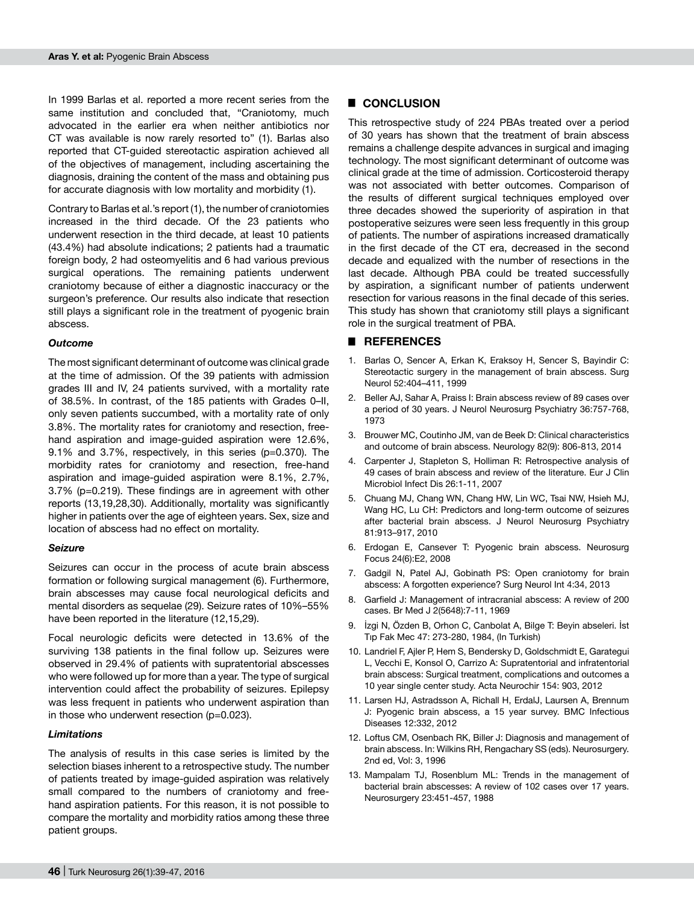In 1999 Barlas et al. reported a more recent series from the same institution and concluded that, "Craniotomy, much advocated in the earlier era when neither antibiotics nor CT was available is now rarely resorted to" (1). Barlas also reported that CT-guided stereotactic aspiration achieved all of the objectives of management, including ascertaining the diagnosis, draining the content of the mass and obtaining pus for accurate diagnosis with low mortality and morbidity (1).

Contrary to Barlas et al.'s report (1), the number of craniotomies increased in the third decade. Of the 23 patients who underwent resection in the third decade, at least 10 patients (43.4%) had absolute indications; 2 patients had a traumatic foreign body, 2 had osteomyelitis and 6 had various previous surgical operations. The remaining patients underwent craniotomy because of either a diagnostic inaccuracy or the surgeon's preference. Our results also indicate that resection still plays a significant role in the treatment of pyogenic brain abscess.

### *Outcome*

The most significant determinant of outcome was clinical grade at the time of admission. Of the 39 patients with admission grades III and IV, 24 patients survived, with a mortality rate of 38.5%. In contrast, of the 185 patients with Grades 0–II, only seven patients succumbed, with a mortality rate of only 3.8%. The mortality rates for craniotomy and resection, free-hand aspiration and image-guided aspiration were 12.6%, 9.1% and 3.7%, respectively, in this series (p=0.370). The morbidity rates for craniotomy and resection, free-hand aspiration and image-guided aspiration were 8.1%, 2.7%, 3.7% (p=0.219). These findings are in agreement with other reports (13,19,28,30). Additionally, mortality was significantly higher in patients over the age of eighteen years. Sex, size and location of abscess had no effect on mortality.

### *Seizure*

Seizures can occur in the process of acute brain abscess formation or following surgical management (6). Furthermore, brain abscesses may cause focal neurological deficits and mental disorders as sequelae (29). Seizure rates of 10%–55% have been reported in the literature (12,15,29).

Focal neurologic deficits were detected in 13.6% of the surviving 138 patients in the final follow up. Seizures were observed in 29.4% of patients with supratentorial abscesses who were followed up for more than a year. The type of surgical intervention could affect the probability of seizures. Epilepsy was less frequent in patients who underwent aspiration than in those who underwent resection (p=0.023).

### *Limitations*

The analysis of results in this case series is limited by the selection biases inherent to a retrospective study. The number of patients treated by image-guided aspiration was relatively small compared to the numbers of craniotomy and free-hand aspiration patients. For this reason, it is not possible to compare the mortality and morbidity ratios among these three patient groups.

## CONCLUSION

This retrospective study of 224 PBAs treated over a period of 30 years has shown that the treatment of brain abscess remains a challenge despite advances in surgical and imaging technology. The most significant determinant of outcome was clinical grade at the time of admission. Corticosteroid therapy was not associated with better outcomes. Comparison of the results of different surgical techniques employed over three decades showed the superiority of aspiration in that postoperative seizures were seen less frequently in this group of patients. The number of aspirations increased dramatically in the first decade of the CT era, decreased in the second decade and equalized with the number of resections in the last decade. Although PBA could be treated successfully by aspiration, a significant number of patients underwent resection for various reasons in the final decade of this series. This study has shown that craniotomy still plays a significant role in the surgical treatment of PBA.

## REFERENCES

1. Barlas O, Sencer A, Erkan K, Eraksoy H, Sencer S, Bayindir C: Stereotactic surgery in the management of brain abscess. Surg Neurol 52:404–411, 1999
2. Beller AJ, Sahar A, Praiss I: Brain abscess review of 89 cases over a period of 30 years. J Neurol Neurosurg Psychiatry 36:757-768, 1973
3. Brouwer MC, Coutinho JM, van de Beek D: Clinical characteristics and outcome of brain abscess. Neurology 82(9): 806-813, 2014
4. Carpenter J, Stapleton S, Holliman R: Retrospective analysis of 49 cases of brain abscess and review of the literature. Eur J Clin Microbiol Infect Dis 26:1-11, 2007
5. Chuang MJ, Chang WN, Chang HW, Lin WC, Tsai NW, Hsieh MJ, Wang HC, Lu CH: Predictors and long-term outcome of seizures after bacterial brain abscess. J Neurol Neurosurg Psychiatry 81:913–917, 2010
6. Erdogan E, Cansever T: Pyogenic brain abscess. Neurosurg Focus 24(6):E2, 2008
7. Gadgil N, Patel AJ, Gobinath PS: Open craniotomy for brain abscess: A forgotten experience? Surg Neurol Int 4:34, 2013
8. Garfield J: Management of intracranial abscess: A review of 200 cases. Br Med J 2(5648):7-11, 1969
9. İzgi N, Özden B, Orhon C, Canbolat A, Bilge T: Beyin abseleri. İst Tip Fak Mec 47: 273-280, 1984, (In Turkish)
10. Landriel F, Ajler P, Hem S, Bendersky D, Goldschmidt E, Garategui L, Vecchi E, Konsol O, Carrizo A: Supratentorial and infratentorial brain abscess: Surgical treatment, complications and outcomes a 10 year single center study. Acta Neurochir 154: 903, 2012
11. Larsen HJ, Astradsson A, Richall H, ErdalJ, Laursen A, Brennum J: Pyogenic brain abscess, a 15 year survey. BMC Infectious Diseases 12:332, 2012
12. Loftus CM, Osenbach RK, Biller J: Diagnosis and management of brain abscess. In: Wilkins RH, Rengachary SS (eds). Neurosurgery. 2nd ed, Vol: 3, 1996
13. Mampalam TJ, Rosenblum ML: Trends in the management of bacterial brain abscesses: A review of 102 cases over 17 years. Neurosurgery 23:451-457, 1988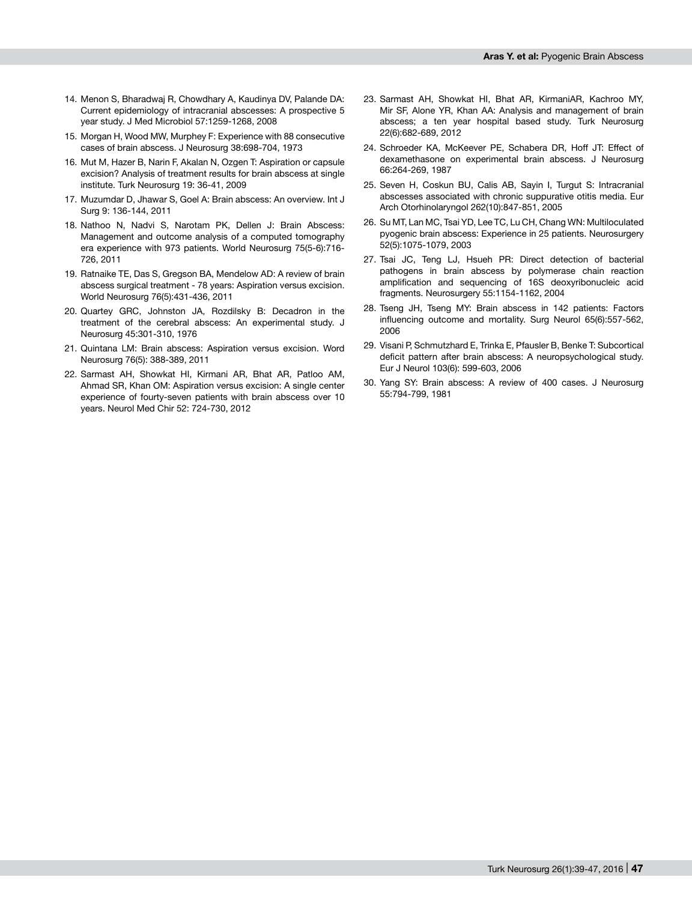14. Menon S, Bharadwaj R, Chowdhary A, Kaudinya DV, Palande DA: Current epidemiology of intracranial abscesses: A prospective 5 year study. J Med Microbiol 57:1259-1268, 2008
15. Morgan H, Wood MW, Murphey F: Experience with 88 consecutive cases of brain abscess. J Neurosurg 38:698-704, 1973
16. Mut M, Hazer B, Narin F, Akalan N, Ozgen T: Aspiration or capsule excision? Analysis of treatment results for brain abscess at single institute. Turk Neurosurg 19: 36-41, 2009
17. Muzumdar D, Jhawar S, Goel A: Brain abscess: An overview. Int J Surg 9: 136-144, 2011
18. Nathoo N, Nadvi S, Narotam PK, Dellen J: Brain Abscess: Management and outcome analysis of a computed tomography era experience with 973 patients. World Neurosurg 75(5-6):716-726, 2011
19. Ratnaike TE, Das S, Gregson BA, Mendelow AD: A review of brain abscess surgical treatment - 78 years: Aspiration versus excision. World Neurosurg 76(5):431-436, 2011
20. Quartey GRC, Johnston JA, Rozdilsky B: Decadron in the treatment of the cerebral abscess: An experimental study. J Neurosurg 45:301-310, 1976
21. Quintana LM: Brain abscess: Aspiration versus excision. Word Neurosurg 76(5): 388-389, 2011
22. Sarmast AH, Showkat HI, Kirmani AR, Bhat AR, Patloo AM, Ahmad SR, Khan OM: Aspiration versus excision: A single center experience of fourty-seven patients with brain abscess over 10 years. Neurol Med Chir 52: 724-730, 2012
23. Sarmast AH, Showkat HI, Bhat AR, KirmaniAR, Kachroo MY, Mir SF, Alone YR, Khan AA: Analysis and management of brain abscess; a ten year hospital based study. Turk Neurosurg 22(6):682-689, 2012
24. Schroeder KA, McKeever PE, Schabera DR, Hoff JT: Effect of dexamethasone on experimental brain abscess. J Neurosurg 66:264-269, 1987
25. Seven H, Coskun BU, Calis AB, Sayin I, Turgut S: Intracranial abscesses associated with chronic suppurative otitis media. Eur Arch Otorhinolaryngol 262(10):847-851, 2005
26. Su MT, Lan MC, Tsai YD, Lee TC, Lu CH, Chang WN: Multiloculated pyogenic brain abscess: Experience in 25 patients. Neurosurgery 52(5):1075-1079, 2003
27. Tsai JC, Teng LJ, Hsueh PR: Direct detection of bacterial pathogens in brain abscess by polymerase chain reaction amplification and sequencing of 16S deoxyribonucleic acid fragments. Neurosurgery 55:1154-1162, 2004
28. Tseng JH, Tseng MY: Brain abscess in 142 patients: Factors influencing outcome and mortality. Surg Neurol 65(6):557-562, 2006
29. Visani P, Schmutzhard E, Trinka E, Pfausler B, Benke T: Subcortical deficit pattern after brain abscess: A neuropsychological study. Eur J Neurol 103(6): 599-603, 2006
30. Yang SY: Brain abscess: A review of 400 cases. J Neurosurg 55:794-799, 1981